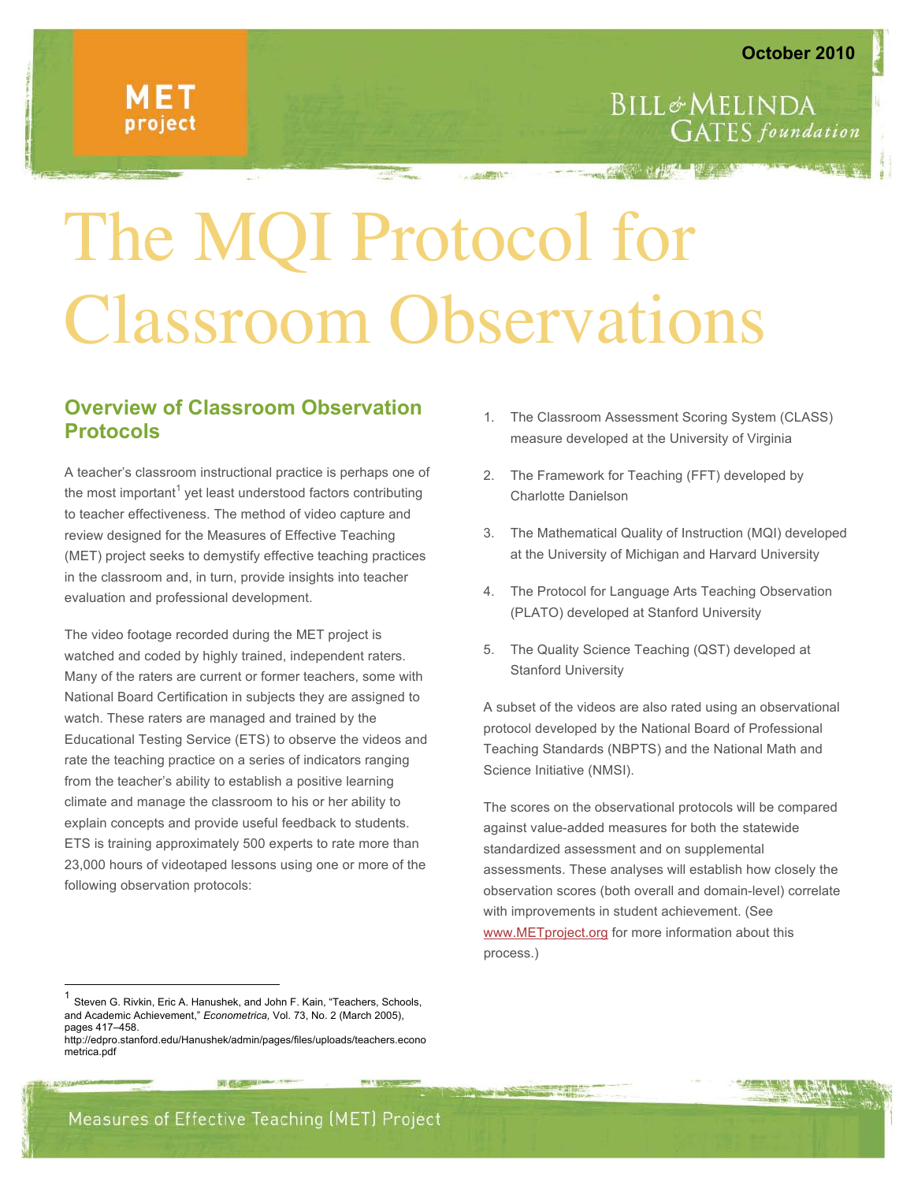MET project

October 2010

BILL & MELINDA GATES foundation

# The MQI Protocol for Classroom Observations

## Overview of Classroom Observation Protocols

A teacher's classroom instructional practice is perhaps one of the most important[1] yet least understood factors contributing to teacher effectiveness. The method of video capture and review designed for the Measures of Effective Teaching (MET) project seeks to demystify effective teaching practices in the classroom and, in turn, provide insights into teacher evaluation and professional development.

The video footage recorded during the MET project is watched and coded by highly trained, independent raters. Many of the raters are current or former teachers, some with National Board Certification in subjects they are assigned to watch. These raters are managed and trained by the Educational Testing Service (ETS) to observe the videos and rate the teaching practice on a series of indicators ranging from the teacher's ability to establish a positive learning climate and manage the classroom to his or her ability to explain concepts and provide useful feedback to students. ETS is training approximately 500 experts to rate more than 23,000 hours of videotaped lessons using one or more of the following observation protocols:

1. The Classroom Assessment Scoring System (CLASS) measure developed at the University of Virginia
2. The Framework for Teaching (FFT) developed by Charlotte Danielson
3. The Mathematical Quality of Instruction (MQI) developed at the University of Michigan and Harvard University
4. The Protocol for Language Arts Teaching Observation (PLATO) developed at Stanford University
5. The Quality Science Teaching (QST) developed at Stanford University

A subset of the videos are also rated using an observational protocol developed by the National Board of Professional Teaching Standards (NBPTS) and the National Math and Science Initiative (NMSI).

The scores on the observational protocols will be compared against value-added measures for both the statewide standardized assessment and on supplemental assessments. These analyses will establish how closely the observation scores (both overall and domain-level) correlate with improvements in student achievement. (See www.METproject.org for more information about this process.)

---

[1] Steven G. Rivkin, Eric A. Hanushek, and John F. Kain, "Teachers, Schools, and Academic Achievement," *Econometrica,* Vol. 73, No. 2 (March 2005), pages 417–458. http://edpro.stanford.edu/Hanushek/admin/pages/files/uploads/teachers.econometrica.pdf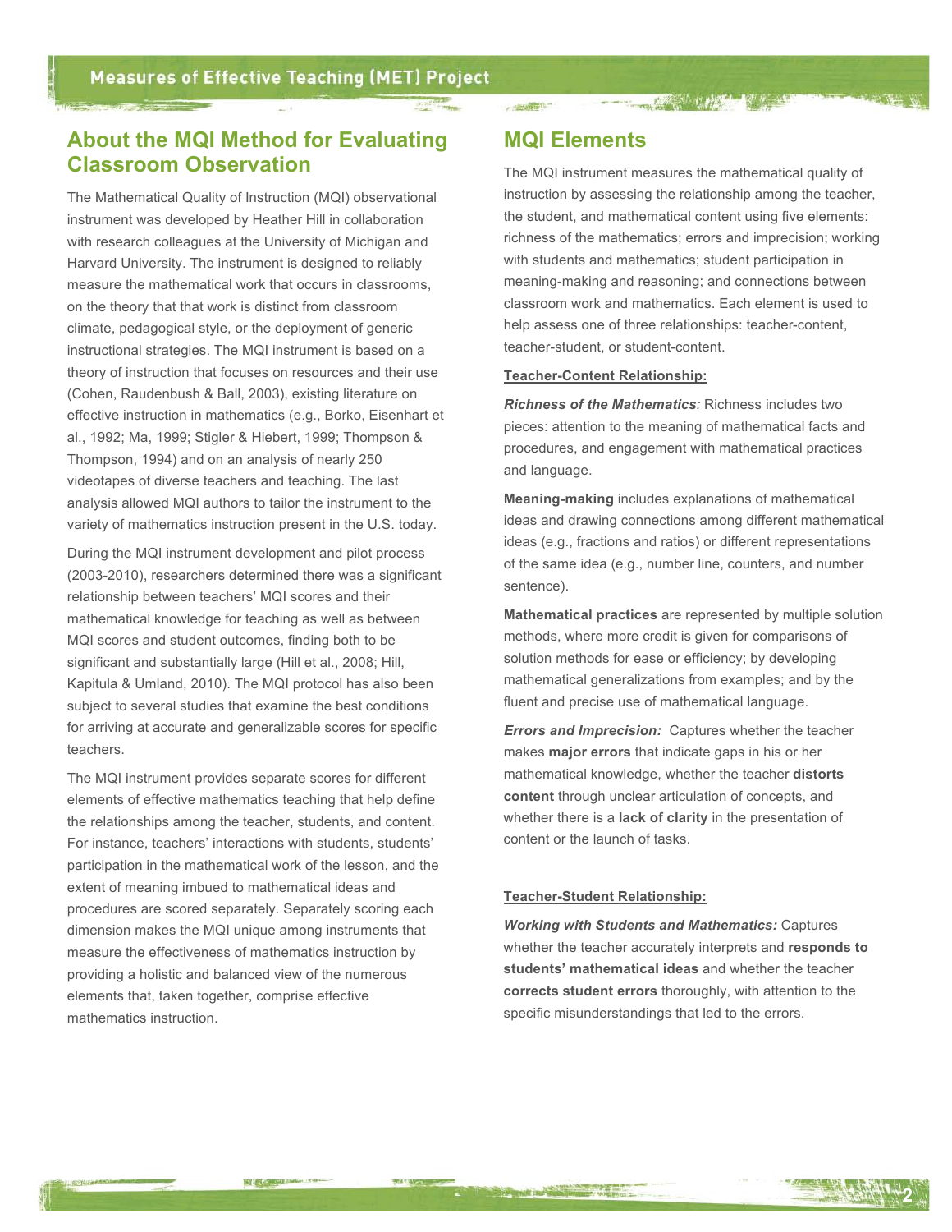## About the MQI Method for Evaluating Classroom Observation

The Mathematical Quality of Instruction (MQI) observational instrument was developed by Heather Hill in collaboration with research colleagues at the University of Michigan and Harvard University. The instrument is designed to reliably measure the mathematical work that occurs in classrooms, on the theory that that work is distinct from classroom climate, pedagogical style, or the deployment of generic instructional strategies. The MQI instrument is based on a theory of instruction that focuses on resources and their use (Cohen, Raudenbush & Ball, 2003), existing literature on effective instruction in mathematics (e.g., Borko, Eisenhart et al., 1992; Ma, 1999; Stigler & Hiebert, 1999; Thompson & Thompson, 1994) and on an analysis of nearly 250 videotapes of diverse teachers and teaching. The last analysis allowed MQI authors to tailor the instrument to the variety of mathematics instruction present in the U.S. today.

During the MQI instrument development and pilot process (2003-2010), researchers determined there was a significant relationship between teachers' MQI scores and their mathematical knowledge for teaching as well as between MQI scores and student outcomes, finding both to be significant and substantially large (Hill et al., 2008; Hill, Kapitula & Umland, 2010). The MQI protocol has also been subject to several studies that examine the best conditions for arriving at accurate and generalizable scores for specific teachers.

The MQI instrument provides separate scores for different elements of effective mathematics teaching that help define the relationships among the teacher, students, and content. For instance, teachers' interactions with students, students' participation in the mathematical work of the lesson, and the extent of meaning imbued to mathematical ideas and procedures are scored separately. Separately scoring each dimension makes the MQI unique among instruments that measure the effectiveness of mathematics instruction by providing a holistic and balanced view of the numerous elements that, taken together, comprise effective mathematics instruction.

## MQI Elements

The MQI instrument measures the mathematical quality of instruction by assessing the relationship among the teacher, the student, and mathematical content using five elements: richness of the mathematics; errors and imprecision; working with students and mathematics; student participation in meaning-making and reasoning; and connections between classroom work and mathematics. Each element is used to help assess one of three relationships: teacher-content, teacher-student, or student-content.

<u>**Teacher-Content Relationship:**</u>

***Richness of the Mathematics:*** Richness includes two pieces: attention to the meaning of mathematical facts and procedures, and engagement with mathematical practices and language.

**Meaning-making** includes explanations of mathematical ideas and drawing connections among different mathematical ideas (e.g., fractions and ratios) or different representations of the same idea (e.g., number line, counters, and number sentence).

**Mathematical practices** are represented by multiple solution methods, where more credit is given for comparisons of solution methods for ease or efficiency; by developing mathematical generalizations from examples; and by the fluent and precise use of mathematical language.

***Errors and Imprecision:*** Captures whether the teacher makes **major errors** that indicate gaps in his or her mathematical knowledge, whether the teacher **distorts content** through unclear articulation of concepts, and whether there is a **lack of clarity** in the presentation of content or the launch of tasks.

<u>**Teacher-Student Relationship:**</u>

***Working with Students and Mathematics:*** Captures whether the teacher accurately interprets and **responds to students' mathematical ideas** and whether the teacher **corrects student errors** thoroughly, with attention to the specific misunderstandings that led to the errors.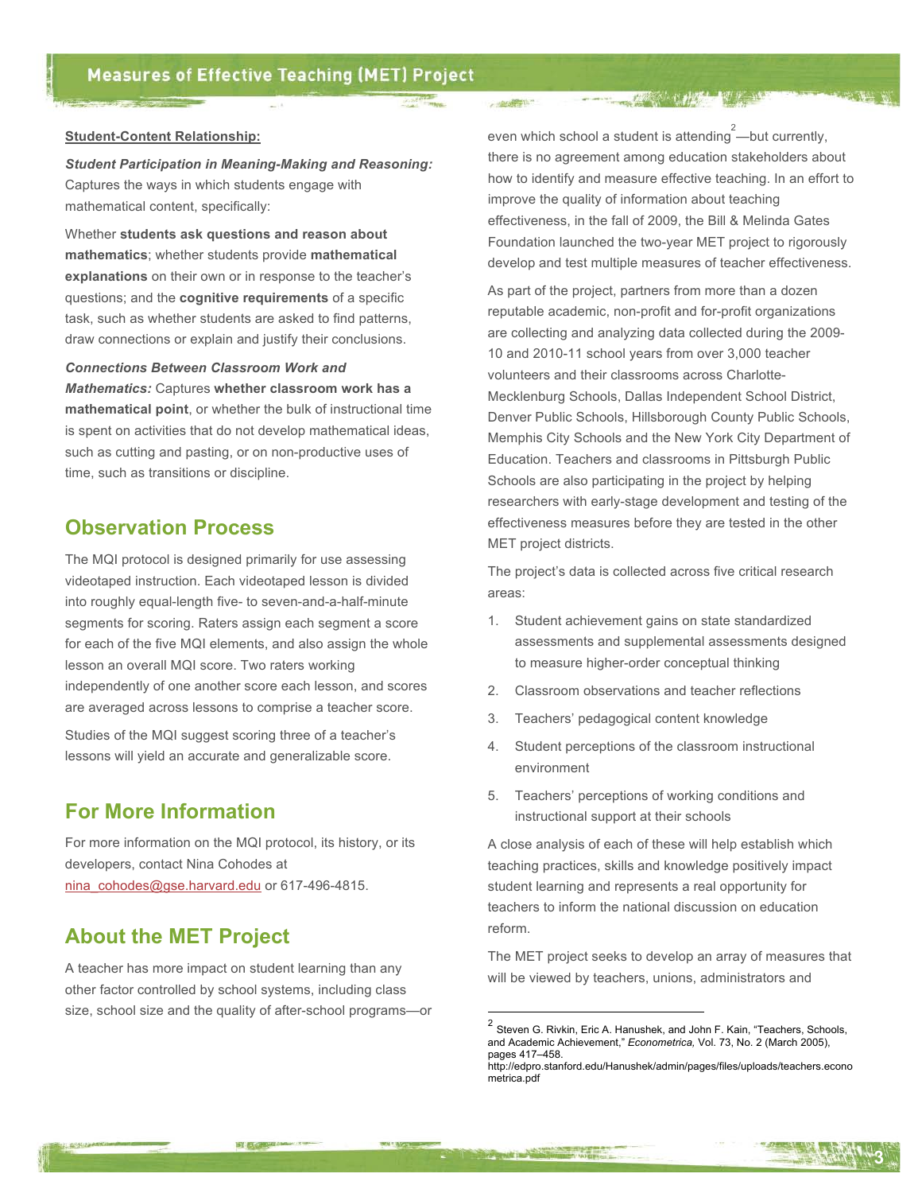**Student-Content Relationship:**

***Student Participation in Meaning-Making and Reasoning:*** Captures the ways in which students engage with mathematical content, specifically:

Whether **students ask questions and reason about mathematics**; whether students provide **mathematical explanations** on their own or in response to the teacher's questions; and the **cognitive requirements** of a specific task, such as whether students are asked to find patterns, draw connections or explain and justify their conclusions.

***Connections Between Classroom Work and Mathematics:*** Captures **whether classroom work has a mathematical point**, or whether the bulk of instructional time is spent on activities that do not develop mathematical ideas, such as cutting and pasting, or on non-productive uses of time, such as transitions or discipline.

## Observation Process

The MQI protocol is designed primarily for use assessing videotaped instruction. Each videotaped lesson is divided into roughly equal-length five- to seven-and-a-half-minute segments for scoring. Raters assign each segment a score for each of the five MQI elements, and also assign the whole lesson an overall MQI score. Two raters working independently of one another score each lesson, and scores are averaged across lessons to comprise a teacher score.

Studies of the MQI suggest scoring three of a teacher's lessons will yield an accurate and generalizable score.

## For More Information

For more information on the MQI protocol, its history, or its developers, contact Nina Cohodes at nina_cohodes@gse.harvard.edu or 617-496-4815.

## About the MET Project

A teacher has more impact on student learning than any other factor controlled by school systems, including class size, school size and the quality of after-school programs—or even which school a student is attending[2]—but currently, there is no agreement among education stakeholders about how to identify and measure effective teaching. In an effort to improve the quality of information about teaching effectiveness, in the fall of 2009, the Bill & Melinda Gates Foundation launched the two-year MET project to rigorously develop and test multiple measures of teacher effectiveness.

As part of the project, partners from more than a dozen reputable academic, non-profit and for-profit organizations are collecting and analyzing data collected during the 2009-10 and 2010-11 school years from over 3,000 teacher volunteers and their classrooms across Charlotte-Mecklenburg Schools, Dallas Independent School District, Denver Public Schools, Hillsborough County Public Schools, Memphis City Schools and the New York City Department of Education. Teachers and classrooms in Pittsburgh Public Schools are also participating in the project by helping researchers with early-stage development and testing of the effectiveness measures before they are tested in the other MET project districts.

The project's data is collected across five critical research areas:

1. Student achievement gains on state standardized assessments and supplemental assessments designed to measure higher-order conceptual thinking
2. Classroom observations and teacher reflections
3. Teachers' pedagogical content knowledge
4. Student perceptions of the classroom instructional environment
5. Teachers' perceptions of working conditions and instructional support at their schools

A close analysis of each of these will help establish which teaching practices, skills and knowledge positively impact student learning and represents a real opportunity for teachers to inform the national discussion on education reform.

The MET project seeks to develop an array of measures that will be viewed by teachers, unions, administrators and

---

[2] Steven G. Rivkin, Eric A. Hanushek, and John F. Kain, "Teachers, Schools, and Academic Achievement," *Econometrica,* Vol. 73, No. 2 (March 2005), pages 417–458. http://edpro.stanford.edu/Hanushek/admin/pages/files/uploads/teachers.econometrica.pdf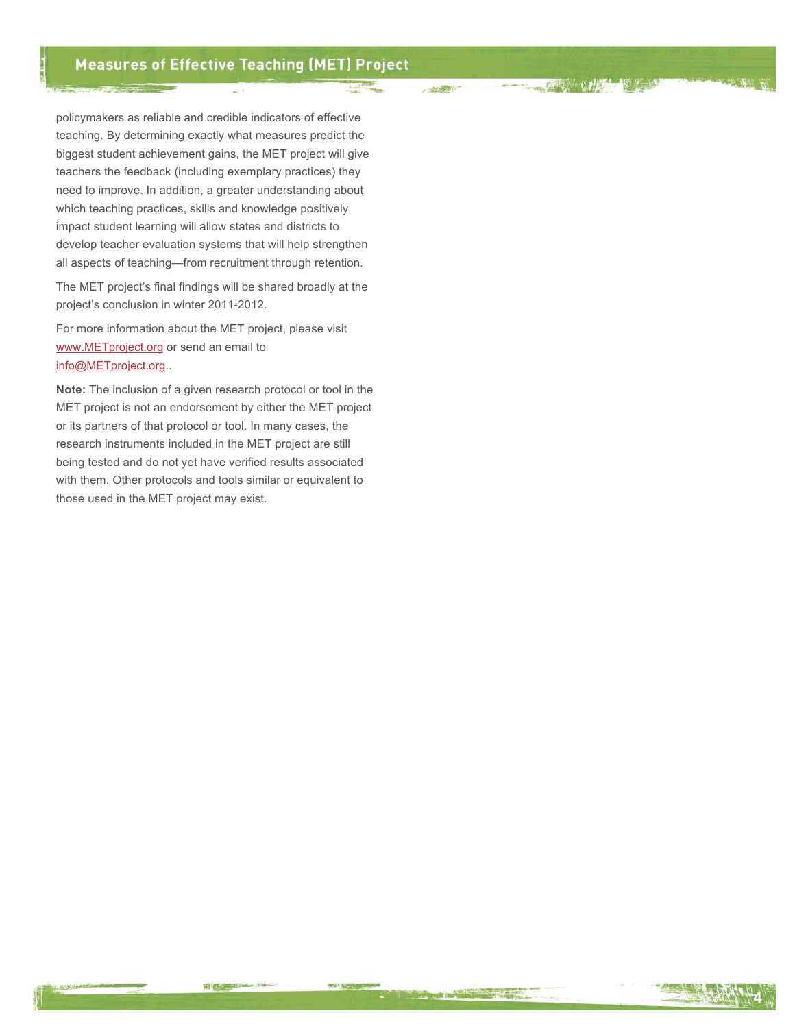policymakers as reliable and credible indicators of effective teaching. By determining exactly what measures predict the biggest student achievement gains, the MET project will give teachers the feedback (including exemplary practices) they need to improve. In addition, a greater understanding about which teaching practices, skills and knowledge positively impact student learning will allow states and districts to develop teacher evaluation systems that will help strengthen all aspects of teaching—from recruitment through retention.

The MET project's final findings will be shared broadly at the project's conclusion in winter 2011-2012.

For more information about the MET project, please visit www.METproject.org or send an email to info@METproject.org..

**Note:** The inclusion of a given research protocol or tool in the MET project is not an endorsement by either the MET project or its partners of that protocol or tool. In many cases, the research instruments included in the MET project are still being tested and do not yet have verified results associated with them. Other protocols and tools similar or equivalent to those used in the MET project may exist.